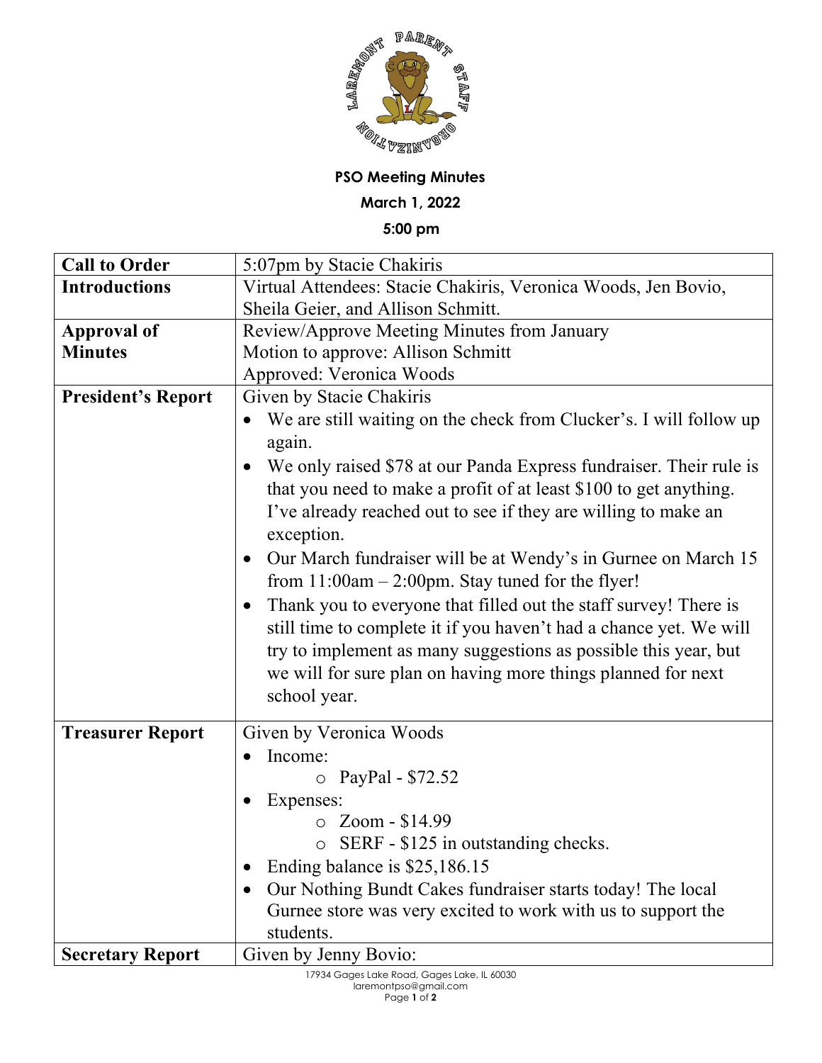**PSO Meeting Minutes**

**March 1, 2022**

**5:00 pm**

| **Call to Order** | 5:07pm by Stacie Chakiris |
|---|---|
| **Introductions** | Virtual Attendees: Stacie Chakiris, Veronica Woods, Jen Bovio, Sheila Geier, and Allison Schmitt. |
| **Approval of Minutes** | Review/Approve Meeting Minutes from January<br>Motion to approve: Allison Schmitt<br>Approved: Veronica Woods |
| **President's Report** | Given by Stacie Chakiris<br>• We are still waiting on the check from Clucker's. I will follow up again.<br>• We only raised $78 at our Panda Express fundraiser. Their rule is that you need to make a profit of at least $100 to get anything. I've already reached out to see if they are willing to make an exception.<br>• Our March fundraiser will be at Wendy's in Gurnee on March 15 from 11:00am – 2:00pm. Stay tuned for the flyer!<br>• Thank you to everyone that filled out the staff survey! There is still time to complete it if you haven't had a chance yet. We will try to implement as many suggestions as possible this year, but we will for sure plan on having more things planned for next school year. |
| **Treasurer Report** | Given by Veronica Woods<br>• Income:<br>  ○ PayPal - $72.52<br>• Expenses:<br>  ○ Zoom - $14.99<br>  ○ SERF - $125 in outstanding checks.<br>• Ending balance is $25,186.15<br>• Our Nothing Bundt Cakes fundraiser starts today! The local Gurnee store was very excited to work with us to support the students. |
| **Secretary Report** | Given by Jenny Bovio: |

17934 Gages Lake Road, Gages Lake, IL 60030
laremontpso@gmail.com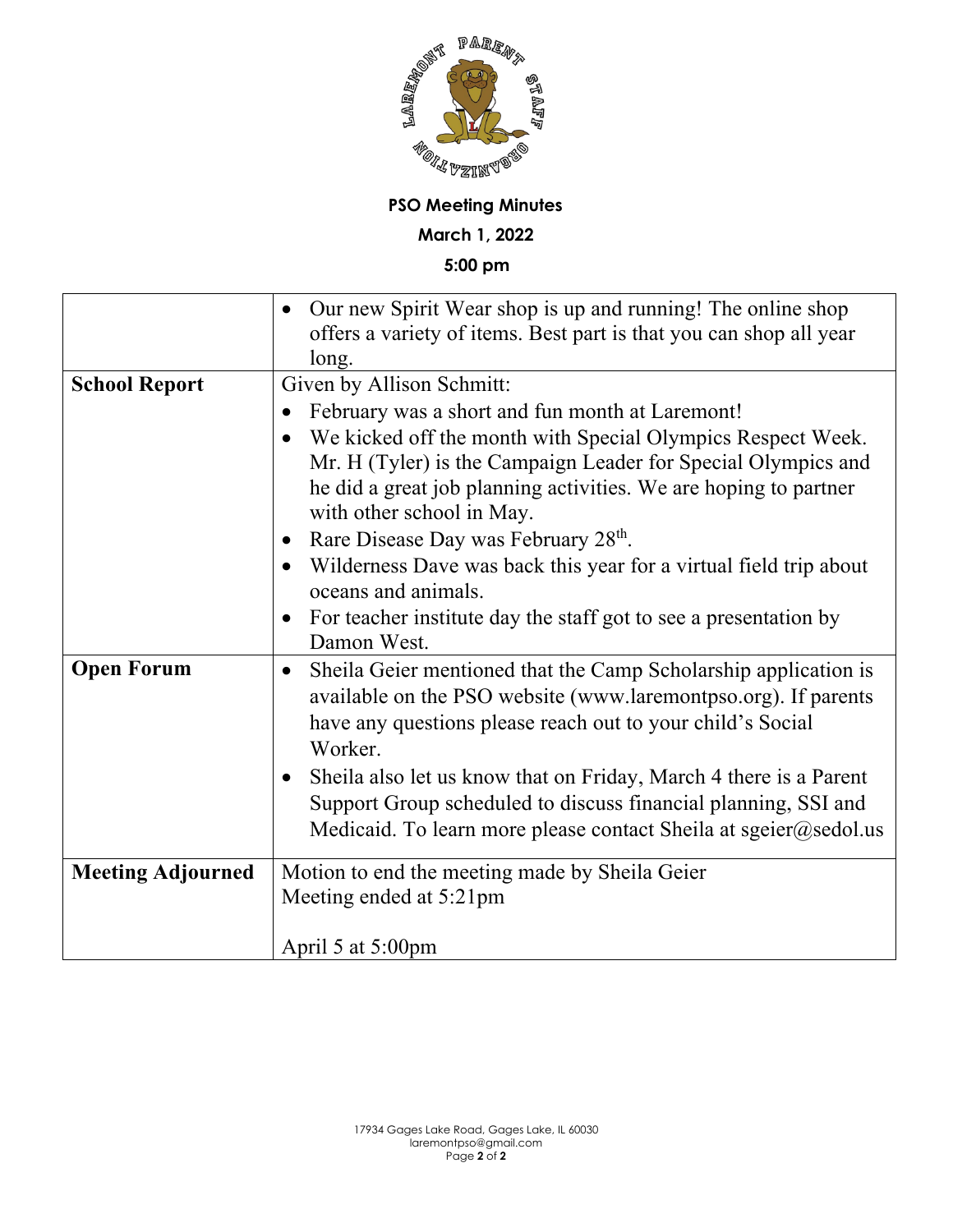**PSO Meeting Minutes**

**March 1, 2022**

**5:00 pm**

| | |
|---|---|
| | • Our new Spirit Wear shop is up and running! The online shop offers a variety of items. Best part is that you can shop all year long. |
| **School Report** | Given by Allison Schmitt:<br>• February was a short and fun month at Laremont!<br>• We kicked off the month with Special Olympics Respect Week. Mr. H (Tyler) is the Campaign Leader for Special Olympics and he did a great job planning activities. We are hoping to partner with other school in May.<br>• Rare Disease Day was February 28th.<br>• Wilderness Dave was back this year for a virtual field trip about oceans and animals.<br>• For teacher institute day the staff got to see a presentation by Damon West. |
| **Open Forum** | • Sheila Geier mentioned that the Camp Scholarship application is available on the PSO website (www.laremontpso.org). If parents have any questions please reach out to your child's Social Worker.<br>• Sheila also let us know that on Friday, March 4 there is a Parent Support Group scheduled to discuss financial planning, SSI and Medicaid. To learn more please contact Sheila at sgeier@sedol.us |
| **Meeting Adjourned** | Motion to end the meeting made by Sheila Geier<br>Meeting ended at 5:21pm<br><br>April 5 at 5:00pm |

17934 Gages Lake Road, Gages Lake, IL 60030
laremontpso@gmail.com